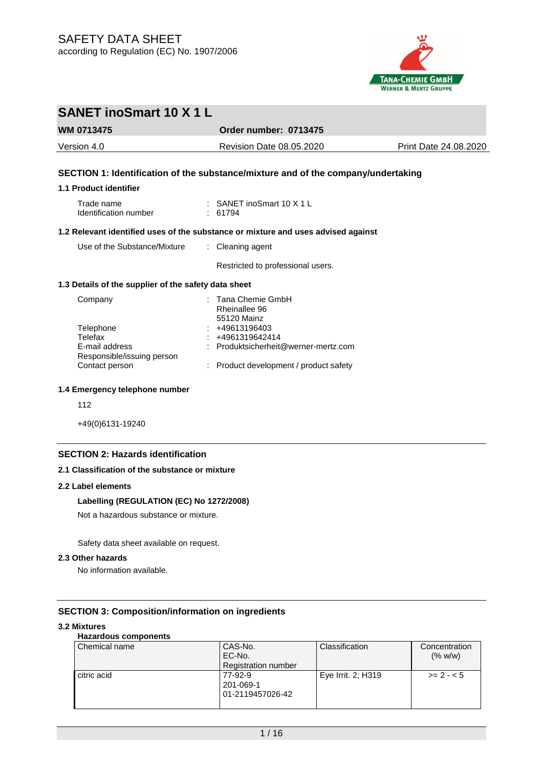# SAFETY DATA SHEET

according to Regulation (EC) No. 1907/2006

## SANET inoSmart 10 X 1 L

| | | |
|---|---|---|
| **WM 0713475** | **Order number: 0713475** | |
| Version 4.0 | Revision Date 08.05.2020 | Print Date 24.08.2020 |

### SECTION 1: Identification of the substance/mixture and of the company/undertaking

**1.1 Product identifier**

Trade name : SANET inoSmart 10 X 1 L
Identification number : 61794

**1.2 Relevant identified uses of the substance or mixture and uses advised against**

Use of the Substance/Mixture : Cleaning agent

Restricted to professional users.

**1.3 Details of the supplier of the safety data sheet**

Company : Tana Chemie GmbH
Rheinallee 96
55120 Mainz

Telephone : +49613196403
Telefax : +4961319642414
E-mail address : Produktsicherheit@werner-mertz.com
Responsible/issuing person
Contact person : Product development / product safety

**1.4 Emergency telephone number**

112

+49(0)6131-19240

### SECTION 2: Hazards identification

**2.1 Classification of the substance or mixture**

**2.2 Label elements**

**Labelling (REGULATION (EC) No 1272/2008)**

Not a hazardous substance or mixture.

Safety data sheet available on request.

**2.3 Other hazards**

No information available.

### SECTION 3: Composition/information on ingredients

**3.2 Mixtures**

**Hazardous components**

| Chemical name | CAS-No.<br>EC-No.<br>Registration number | Classification | Concentration (% w/w) |
|---|---|---|---|
| citric acid | 77-92-9<br>201-069-1<br>01-2119457026-42 | Eye Irrit. 2; H319 | >= 2 - < 5 |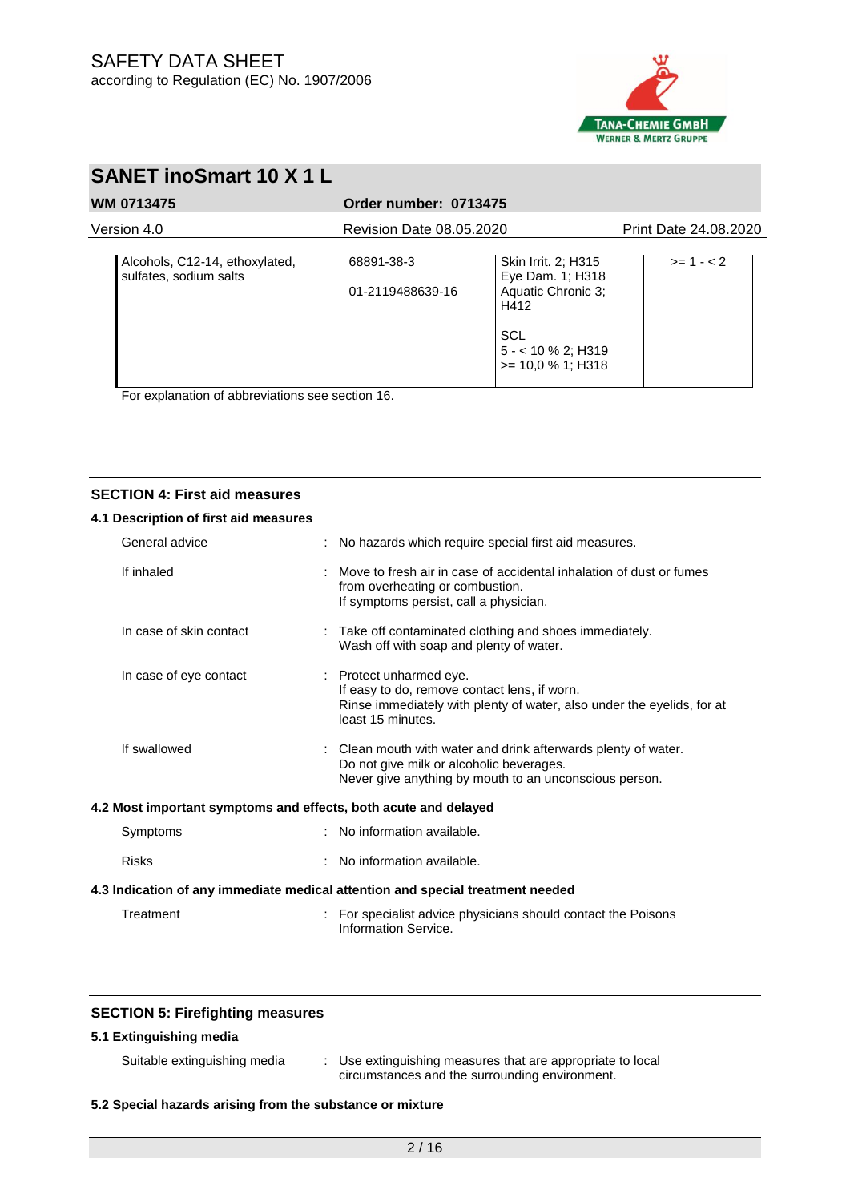| | | | |
|---|---|---|---|
| Alcohols, C12-14, ethoxylated, sulfates, sodium salts | 68891-38-3<br><br>01-2119488639-16 | Skin Irrit. 2; H315<br>Eye Dam. 1; H318<br>Aquatic Chronic 3; H412<br><br>SCL<br>5 - < 10 % 2; H319<br>>= 10,0 % 1; H318 | >= 1 - < 2 |

For explanation of abbreviations see section 16.

## SECTION 4: First aid measures

### 4.1 Description of first aid measures

General advice : No hazards which require special first aid measures.

If inhaled : Move to fresh air in case of accidental inhalation of dust or fumes from overheating or combustion.
If symptoms persist, call a physician.

In case of skin contact : Take off contaminated clothing and shoes immediately.
Wash off with soap and plenty of water.

In case of eye contact : Protect unharmed eye.
If easy to do, remove contact lens, if worn.
Rinse immediately with plenty of water, also under the eyelids, for at least 15 minutes.

If swallowed : Clean mouth with water and drink afterwards plenty of water.
Do not give milk or alcoholic beverages.
Never give anything by mouth to an unconscious person.

### 4.2 Most important symptoms and effects, both acute and delayed

Symptoms : No information available.

Risks : No information available.

### 4.3 Indication of any immediate medical attention and special treatment needed

Treatment : For specialist advice physicians should contact the Poisons Information Service.

## SECTION 5: Firefighting measures

### 5.1 Extinguishing media

Suitable extinguishing media : Use extinguishing measures that are appropriate to local circumstances and the surrounding environment.

### 5.2 Special hazards arising from the substance or mixture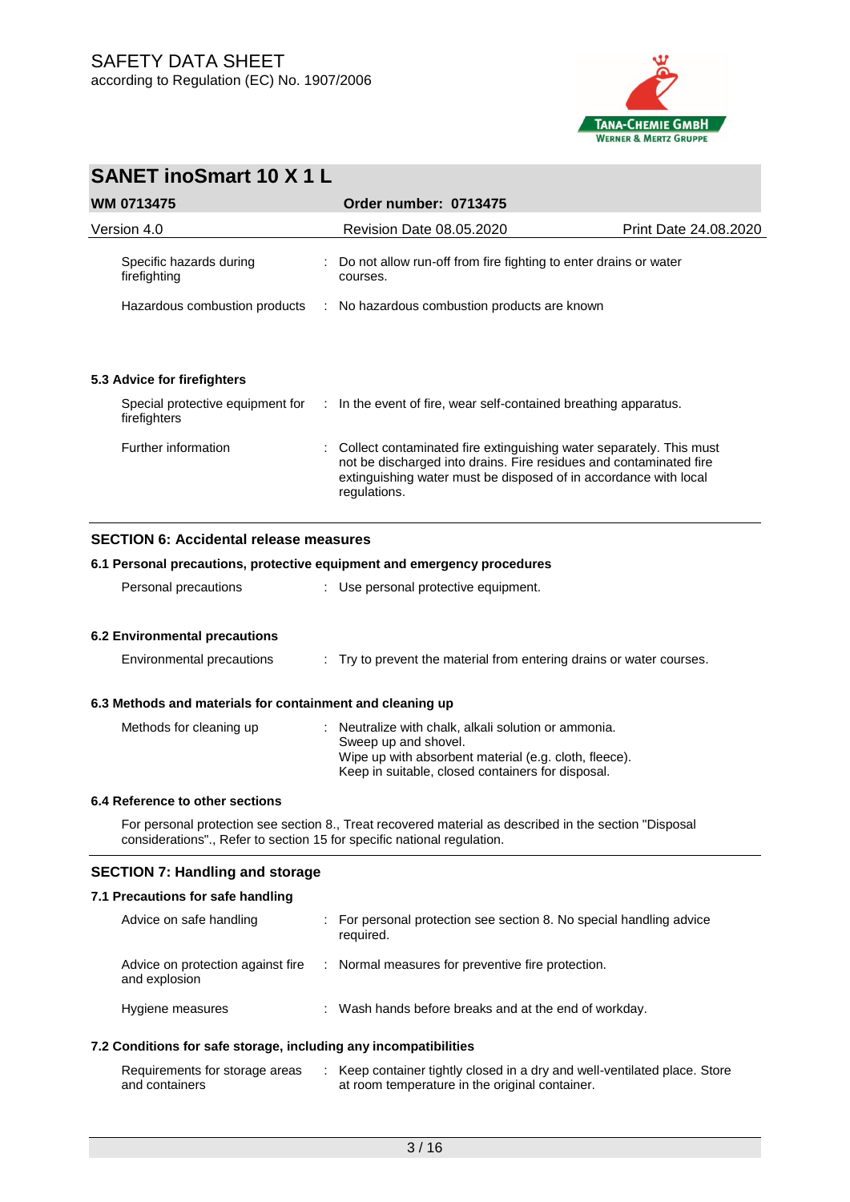| | | |
|---|---|---|
| Specific hazards during firefighting | : | Do not allow run-off from fire fighting to enter drains or water courses. |
| Hazardous combustion products | : | No hazardous combustion products are known |

### 5.3 Advice for firefighters

| | | |
|---|---|---|
| Special protective equipment for firefighters | : | In the event of fire, wear self-contained breathing apparatus. |
| Further information | : | Collect contaminated fire extinguishing water separately. This must not be discharged into drains. Fire residues and contaminated fire extinguishing water must be disposed of in accordance with local regulations. |

## SECTION 6: Accidental release measures

### 6.1 Personal precautions, protective equipment and emergency procedures

| | | |
|---|---|---|
| Personal precautions | : | Use personal protective equipment. |

### 6.2 Environmental precautions

| | | |
|---|---|---|
| Environmental precautions | : | Try to prevent the material from entering drains or water courses. |

### 6.3 Methods and materials for containment and cleaning up

| | | |
|---|---|---|
| Methods for cleaning up | : | Neutralize with chalk, alkali solution or ammonia.<br>Sweep up and shovel.<br>Wipe up with absorbent material (e.g. cloth, fleece).<br>Keep in suitable, closed containers for disposal. |

### 6.4 Reference to other sections

For personal protection see section 8., Treat recovered material as described in the section "Disposal considerations"., Refer to section 15 for specific national regulation.

## SECTION 7: Handling and storage

### 7.1 Precautions for safe handling

| | | |
|---|---|---|
| Advice on safe handling | : | For personal protection see section 8. No special handling advice required. |
| Advice on protection against fire and explosion | : | Normal measures for preventive fire protection. |
| Hygiene measures | : | Wash hands before breaks and at the end of workday. |

### 7.2 Conditions for safe storage, including any incompatibilities

| | | |
|---|---|---|
| Requirements for storage areas and containers | : | Keep container tightly closed in a dry and well-ventilated place. Store at room temperature in the original container. |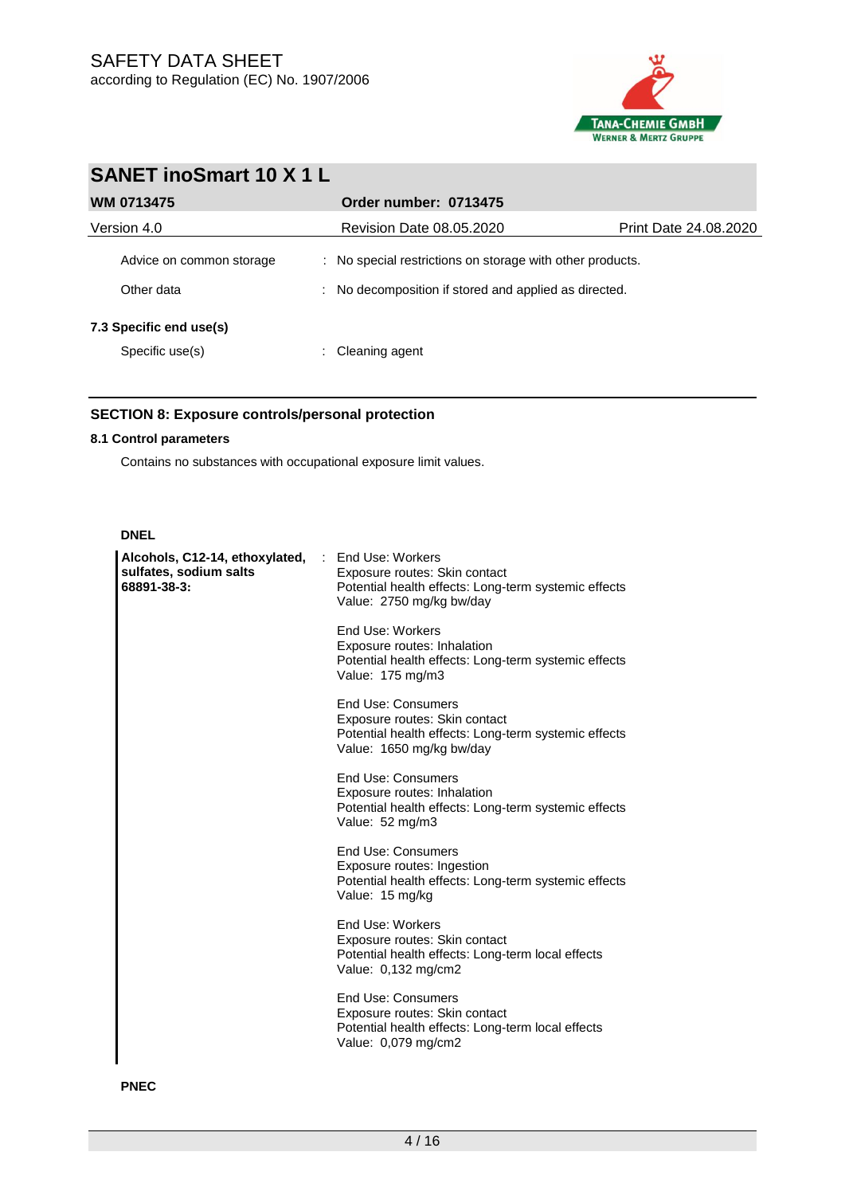| Advice on common storage | : | No special restrictions on storage with other products. |
|---|---|---|
| Other data | : | No decomposition if stored and applied as directed. |

**7.3 Specific end use(s)**

| Specific use(s) | : | Cleaning agent |
|---|---|---|

## SECTION 8: Exposure controls/personal protection

### 8.1 Control parameters

Contains no substances with occupational exposure limit values.

**DNEL**

| | | |
|---|---|---|
| **Alcohols, C12-14, ethoxylated, sulfates, sodium salts 68891-38-3:** | : | End Use: Workers<br>Exposure routes: Skin contact<br>Potential health effects: Long-term systemic effects<br>Value: 2750 mg/kg bw/day |
| | | End Use: Workers<br>Exposure routes: Inhalation<br>Potential health effects: Long-term systemic effects<br>Value: 175 mg/m3 |
| | | End Use: Consumers<br>Exposure routes: Skin contact<br>Potential health effects: Long-term systemic effects<br>Value: 1650 mg/kg bw/day |
| | | End Use: Consumers<br>Exposure routes: Inhalation<br>Potential health effects: Long-term systemic effects<br>Value: 52 mg/m3 |
| | | End Use: Consumers<br>Exposure routes: Ingestion<br>Potential health effects: Long-term systemic effects<br>Value: 15 mg/kg |
| | | End Use: Workers<br>Exposure routes: Skin contact<br>Potential health effects: Long-term local effects<br>Value: 0,132 mg/cm2 |
| | | End Use: Consumers<br>Exposure routes: Skin contact<br>Potential health effects: Long-term local effects<br>Value: 0,079 mg/cm2 |

**PNEC**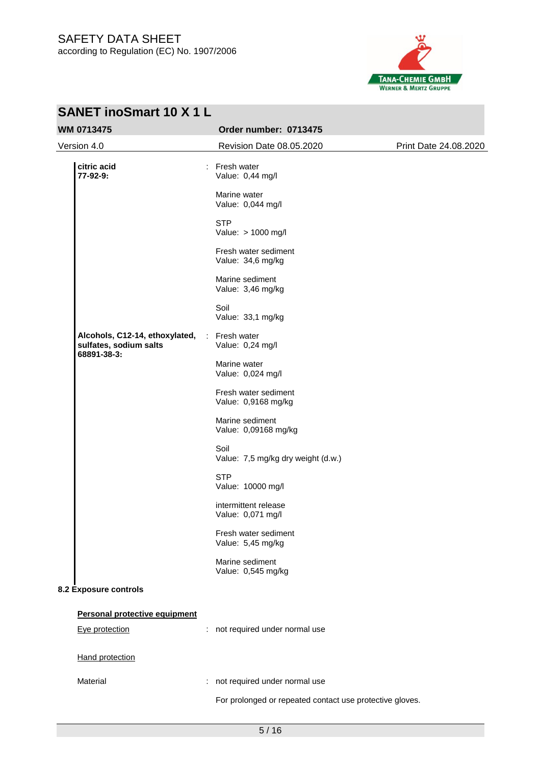| | | |
|---|---|---|
| **citric acid**<br>**77-92-9:** | : | Fresh water<br>Value: 0,44 mg/l |
| | | Marine water<br>Value: 0,044 mg/l |
| | | STP<br>Value: > 1000 mg/l |
| | | Fresh water sediment<br>Value: 34,6 mg/kg |
| | | Marine sediment<br>Value: 3,46 mg/kg |
| | | Soil<br>Value: 33,1 mg/kg |
| **Alcohols, C12-14, ethoxylated, sulfates, sodium salts**<br>**68891-38-3:** | : | Fresh water<br>Value: 0,24 mg/l |
| | | Marine water<br>Value: 0,024 mg/l |
| | | Fresh water sediment<br>Value: 0,9168 mg/kg |
| | | Marine sediment<br>Value: 0,09168 mg/kg |
| | | Soil<br>Value: 7,5 mg/kg dry weight (d.w.) |
| | | STP<br>Value: 10000 mg/l |
| | | intermittent release<br>Value: 0,071 mg/l |
| | | Fresh water sediment<br>Value: 5,45 mg/kg |
| | | Marine sediment<br>Value: 0,545 mg/kg |

**8.2 Exposure controls**

**Personal protective equipment**

Eye protection : not required under normal use

Hand protection

Material : not required under normal use

For prolonged or repeated contact use protective gloves.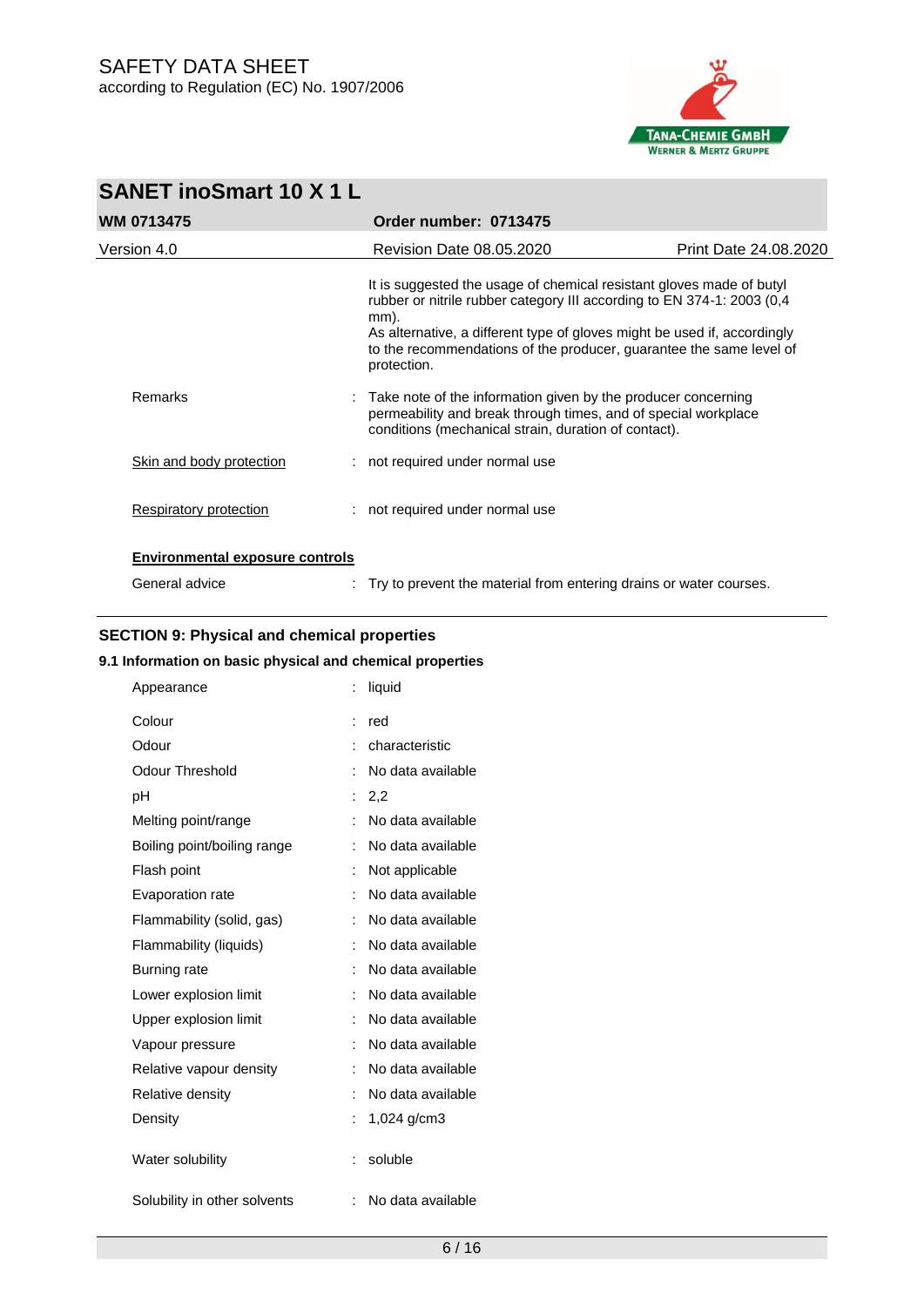It is suggested the usage of chemical resistant gloves made of butyl rubber or nitrile rubber category III according to EN 374-1: 2003 (0,4 mm).
As alternative, a different type of gloves might be used if, accordingly to the recommendations of the producer, guarantee the same level of protection.

| | | |
|---|---|---|
| Remarks | : | Take note of the information given by the producer concerning permeability and break through times, and of special workplace conditions (mechanical strain, duration of contact). |
| Skin and body protection | : | not required under normal use |
| Respiratory protection | : | not required under normal use |

**Environmental exposure controls**

| | | |
|---|---|---|
| General advice | : | Try to prevent the material from entering drains or water courses. |

## SECTION 9: Physical and chemical properties

### 9.1 Information on basic physical and chemical properties

| | | |
|---|---|---|
| Appearance | : | liquid |
| Colour | : | red |
| Odour | : | characteristic |
| Odour Threshold | : | No data available |
| pH | : | 2,2 |
| Melting point/range | : | No data available |
| Boiling point/boiling range | : | No data available |
| Flash point | : | Not applicable |
| Evaporation rate | : | No data available |
| Flammability (solid, gas) | : | No data available |
| Flammability (liquids) | : | No data available |
| Burning rate | : | No data available |
| Lower explosion limit | : | No data available |
| Upper explosion limit | : | No data available |
| Vapour pressure | : | No data available |
| Relative vapour density | : | No data available |
| Relative density | : | No data available |
| Density | : | 1,024 g/cm3 |
| Water solubility | : | soluble |
| Solubility in other solvents | : | No data available |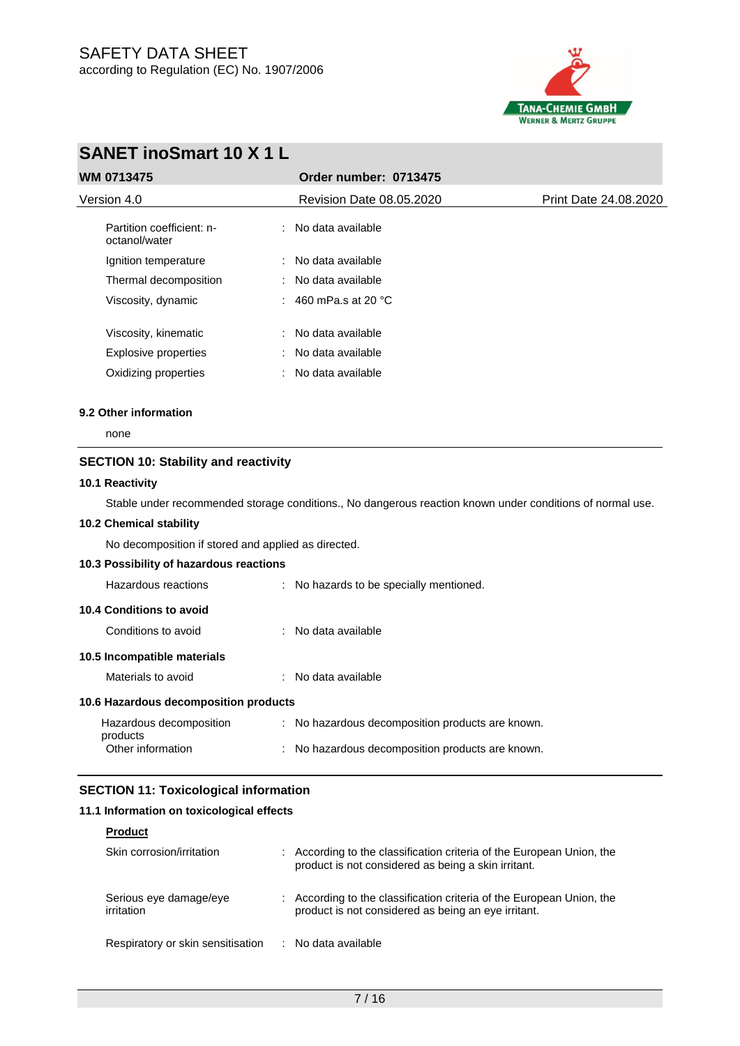| | | |
|---|---|---|
| Partition coefficient: n-octanol/water | : | No data available |
| Ignition temperature | : | No data available |
| Thermal decomposition | : | No data available |
| Viscosity, dynamic | : | 460 mPa.s at 20 °C |
| Viscosity, kinematic | : | No data available |
| Explosive properties | : | No data available |
| Oxidizing properties | : | No data available |

**9.2 Other information**

none

## SECTION 10: Stability and reactivity

**10.1 Reactivity**

Stable under recommended storage conditions., No dangerous reaction known under conditions of normal use.

**10.2 Chemical stability**

No decomposition if stored and applied as directed.

**10.3 Possibility of hazardous reactions**

Hazardous reactions : No hazards to be specially mentioned.

**10.4 Conditions to avoid**

Conditions to avoid : No data available

**10.5 Incompatible materials**

Materials to avoid : No data available

**10.6 Hazardous decomposition products**

| | | |
|---|---|---|
| Hazardous decomposition products | : | No hazardous decomposition products are known. |
| Other information | : | No hazardous decomposition products are known. |

## SECTION 11: Toxicological information

**11.1 Information on toxicological effects**

**Product**

| | | |
|---|---|---|
| Skin corrosion/irritation | : | According to the classification criteria of the European Union, the product is not considered as being a skin irritant. |
| Serious eye damage/eye irritation | : | According to the classification criteria of the European Union, the product is not considered as being an eye irritant. |
| Respiratory or skin sensitisation | : | No data available |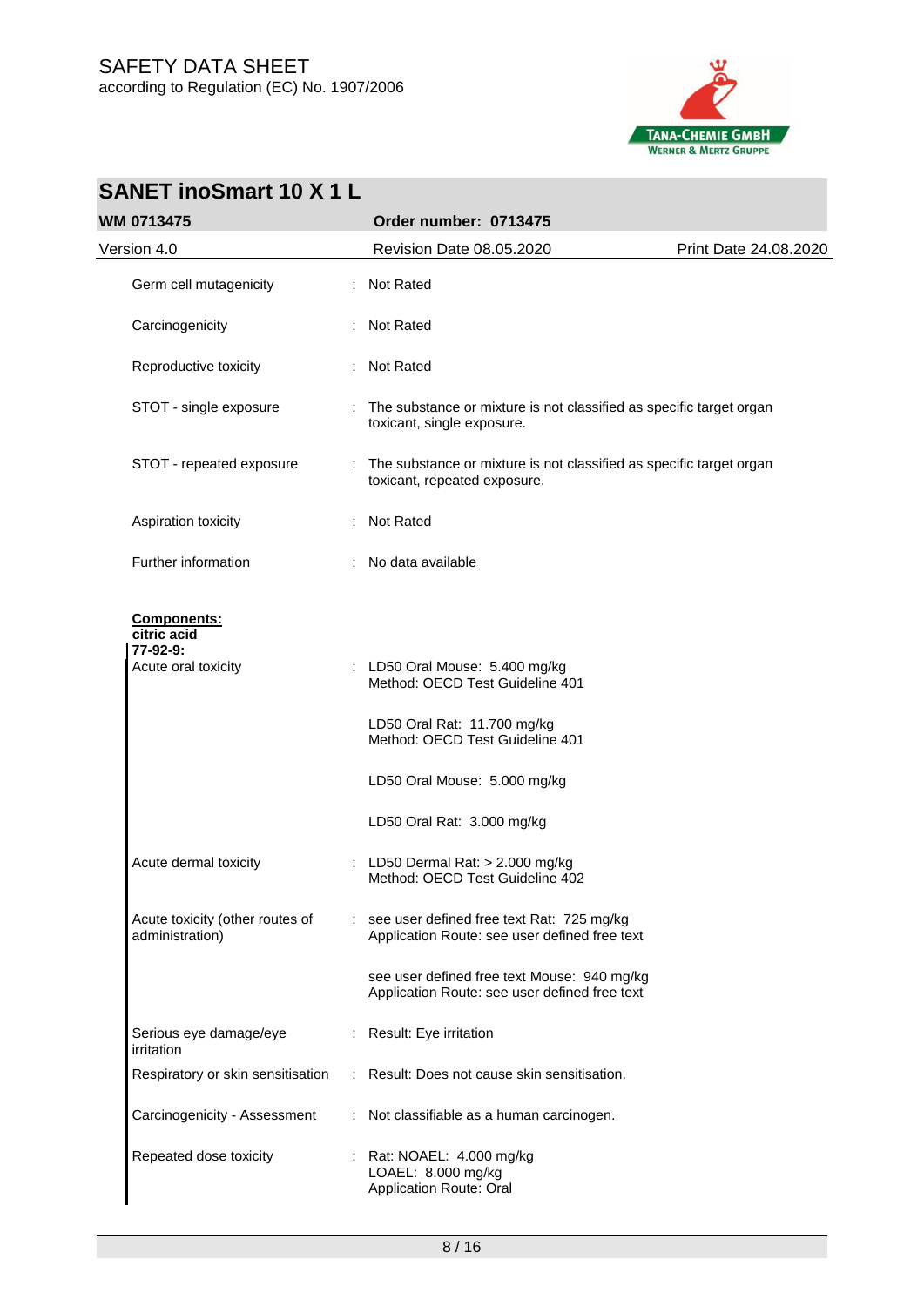Germ cell mutagenicity : Not Rated

Carcinogenicity : Not Rated

Reproductive toxicity : Not Rated

STOT - single exposure : The substance or mixture is not classified as specific target organ toxicant, single exposure.

STOT - repeated exposure : The substance or mixture is not classified as specific target organ toxicant, repeated exposure.

Aspiration toxicity : Not Rated

Further information : No data available

**Components:**

**citric acid**

**77-92-9:**

Acute oral toxicity : LD50 Oral Mouse: 5.400 mg/kg
Method: OECD Test Guideline 401

LD50 Oral Rat: 11.700 mg/kg
Method: OECD Test Guideline 401

LD50 Oral Mouse: 5.000 mg/kg

LD50 Oral Rat: 3.000 mg/kg

Acute dermal toxicity : LD50 Dermal Rat: > 2.000 mg/kg
Method: OECD Test Guideline 402

Acute toxicity (other routes of administration) : see user defined free text Rat: 725 mg/kg
Application Route: see user defined free text

see user defined free text Mouse: 940 mg/kg
Application Route: see user defined free text

Serious eye damage/eye irritation : Result: Eye irritation

Respiratory or skin sensitisation : Result: Does not cause skin sensitisation.

Carcinogenicity - Assessment : Not classifiable as a human carcinogen.

Repeated dose toxicity : Rat: NOAEL: 4.000 mg/kg
LOAEL: 8.000 mg/kg
Application Route: Oral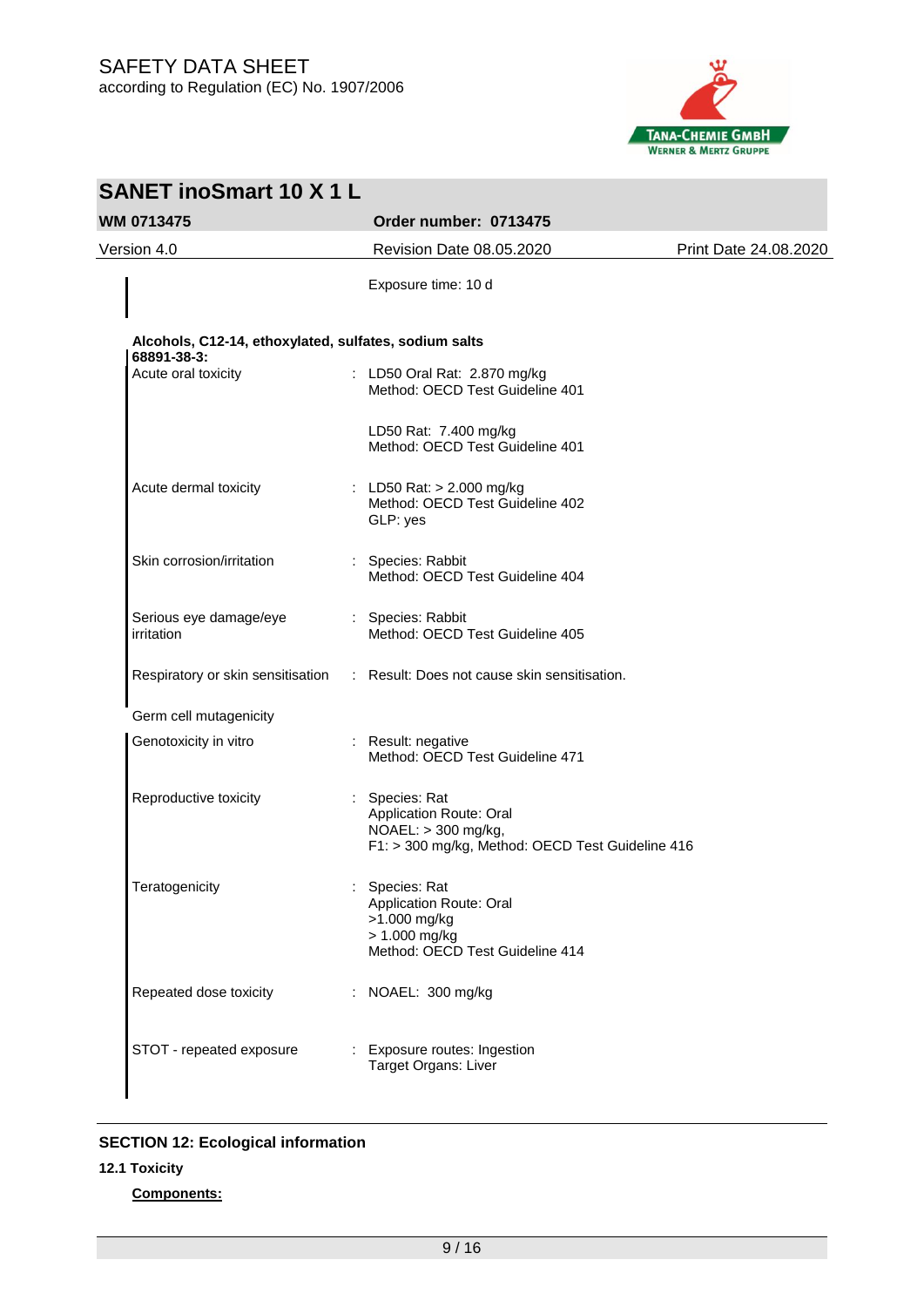Exposure time: 10 d

**Alcohols, C12-14, ethoxylated, sulfates, sodium salts 68891-38-3:**

| | |
|---|---|
| Acute oral toxicity | : LD50 Oral Rat: 2.870 mg/kg<br>Method: OECD Test Guideline 401<br><br>LD50 Rat: 7.400 mg/kg<br>Method: OECD Test Guideline 401 |
| Acute dermal toxicity | : LD50 Rat: > 2.000 mg/kg<br>Method: OECD Test Guideline 402<br>GLP: yes |
| Skin corrosion/irritation | : Species: Rabbit<br>Method: OECD Test Guideline 404 |
| Serious eye damage/eye irritation | : Species: Rabbit<br>Method: OECD Test Guideline 405 |
| Respiratory or skin sensitisation | : Result: Does not cause skin sensitisation. |
| Germ cell mutagenicity | |
| Genotoxicity in vitro | : Result: negative<br>Method: OECD Test Guideline 471 |
| Reproductive toxicity | : Species: Rat<br>Application Route: Oral<br>NOAEL: > 300 mg/kg,<br>F1: > 300 mg/kg, Method: OECD Test Guideline 416 |
| Teratogenicity | : Species: Rat<br>Application Route: Oral<br>>1.000 mg/kg<br>> 1.000 mg/kg<br>Method: OECD Test Guideline 414 |
| Repeated dose toxicity | : NOAEL: 300 mg/kg |
| STOT - repeated exposure | : Exposure routes: Ingestion<br>Target Organs: Liver |

## SECTION 12: Ecological information

### 12.1 Toxicity

**Components:**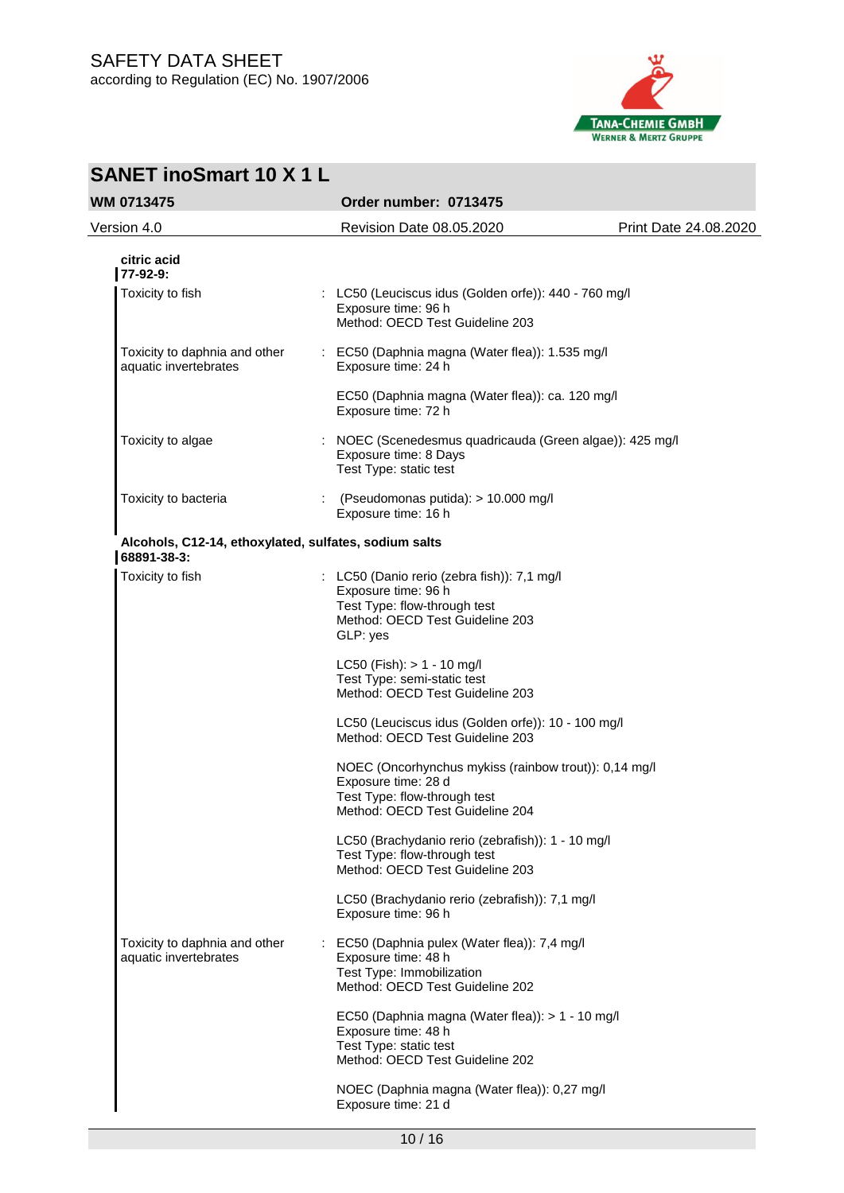**citric acid**
**77-92-9:**

Toxicity to fish : LC50 (Leuciscus idus (Golden orfe)): 440 - 760 mg/l
Exposure time: 96 h
Method: OECD Test Guideline 203

Toxicity to daphnia and other aquatic invertebrates : EC50 (Daphnia magna (Water flea)): 1.535 mg/l
Exposure time: 24 h

EC50 (Daphnia magna (Water flea)): ca. 120 mg/l
Exposure time: 72 h

Toxicity to algae : NOEC (Scenedesmus quadricauda (Green algae)): 425 mg/l
Exposure time: 8 Days
Test Type: static test

Toxicity to bacteria : (Pseudomonas putida): > 10.000 mg/l
Exposure time: 16 h

**Alcohols, C12-14, ethoxylated, sulfates, sodium salts**
**68891-38-3:**

Toxicity to fish : LC50 (Danio rerio (zebra fish)): 7,1 mg/l
Exposure time: 96 h
Test Type: flow-through test
Method: OECD Test Guideline 203
GLP: yes

LC50 (Fish): > 1 - 10 mg/l
Test Type: semi-static test
Method: OECD Test Guideline 203

LC50 (Leuciscus idus (Golden orfe)): 10 - 100 mg/l
Method: OECD Test Guideline 203

NOEC (Oncorhynchus mykiss (rainbow trout)): 0,14 mg/l
Exposure time: 28 d
Test Type: flow-through test
Method: OECD Test Guideline 204

LC50 (Brachydanio rerio (zebrafish)): 1 - 10 mg/l
Test Type: flow-through test
Method: OECD Test Guideline 203

LC50 (Brachydanio rerio (zebrafish)): 7,1 mg/l
Exposure time: 96 h

Toxicity to daphnia and other aquatic invertebrates : EC50 (Daphnia pulex (Water flea)): 7,4 mg/l
Exposure time: 48 h
Test Type: Immobilization
Method: OECD Test Guideline 202

EC50 (Daphnia magna (Water flea)): > 1 - 10 mg/l
Exposure time: 48 h
Test Type: static test
Method: OECD Test Guideline 202

NOEC (Daphnia magna (Water flea)): 0,27 mg/l
Exposure time: 21 d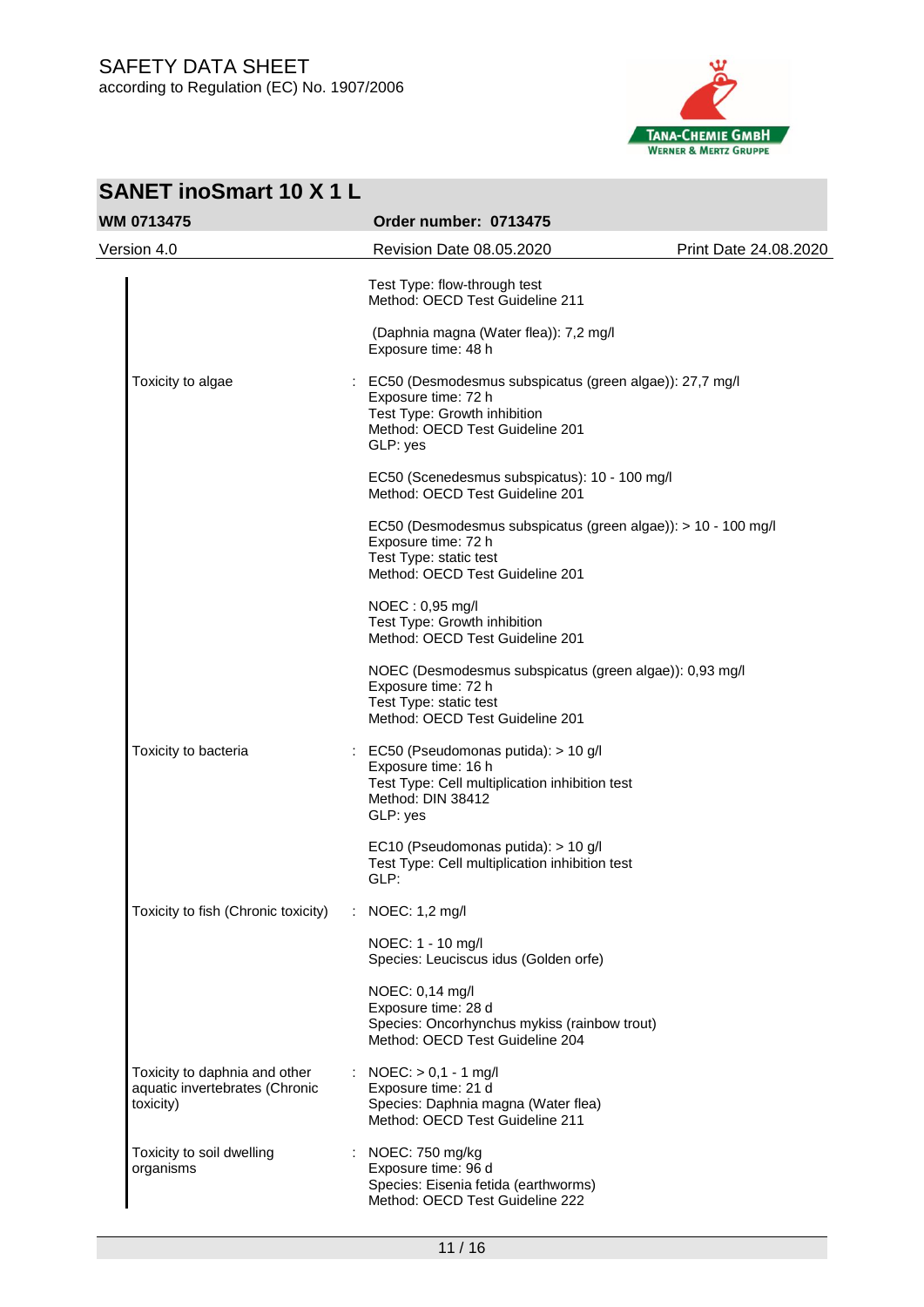Test Type: flow-through test
Method: OECD Test Guideline 211

(Daphnia magna (Water flea)): 7,2 mg/l
Exposure time: 48 h

| | |
|---|---|
| Toxicity to algae | : EC50 (Desmodesmus subspicatus (green algae)): 27,7 mg/l<br>Exposure time: 72 h<br>Test Type: Growth inhibition<br>Method: OECD Test Guideline 201<br>GLP: yes<br><br>EC50 (Scenedesmus subspicatus): 10 - 100 mg/l<br>Method: OECD Test Guideline 201<br><br>EC50 (Desmodesmus subspicatus (green algae)): > 10 - 100 mg/l<br>Exposure time: 72 h<br>Test Type: static test<br>Method: OECD Test Guideline 201<br><br>NOEC : 0,95 mg/l<br>Test Type: Growth inhibition<br>Method: OECD Test Guideline 201<br><br>NOEC (Desmodesmus subspicatus (green algae)): 0,93 mg/l<br>Exposure time: 72 h<br>Test Type: static test<br>Method: OECD Test Guideline 201 |
| Toxicity to bacteria | : EC50 (Pseudomonas putida): > 10 g/l<br>Exposure time: 16 h<br>Test Type: Cell multiplication inhibition test<br>Method: DIN 38412<br>GLP: yes<br><br>EC10 (Pseudomonas putida): > 10 g/l<br>Test Type: Cell multiplication inhibition test<br>GLP: |
| Toxicity to fish (Chronic toxicity) | : NOEC: 1,2 mg/l<br><br>NOEC: 1 - 10 mg/l<br>Species: Leuciscus idus (Golden orfe)<br><br>NOEC: 0,14 mg/l<br>Exposure time: 28 d<br>Species: Oncorhynchus mykiss (rainbow trout)<br>Method: OECD Test Guideline 204 |
| Toxicity to daphnia and other aquatic invertebrates (Chronic toxicity) | : NOEC: > 0,1 - 1 mg/l<br>Exposure time: 21 d<br>Species: Daphnia magna (Water flea)<br>Method: OECD Test Guideline 211 |
| Toxicity to soil dwelling organisms | : NOEC: 750 mg/kg<br>Exposure time: 96 d<br>Species: Eisenia fetida (earthworms)<br>Method: OECD Test Guideline 222 |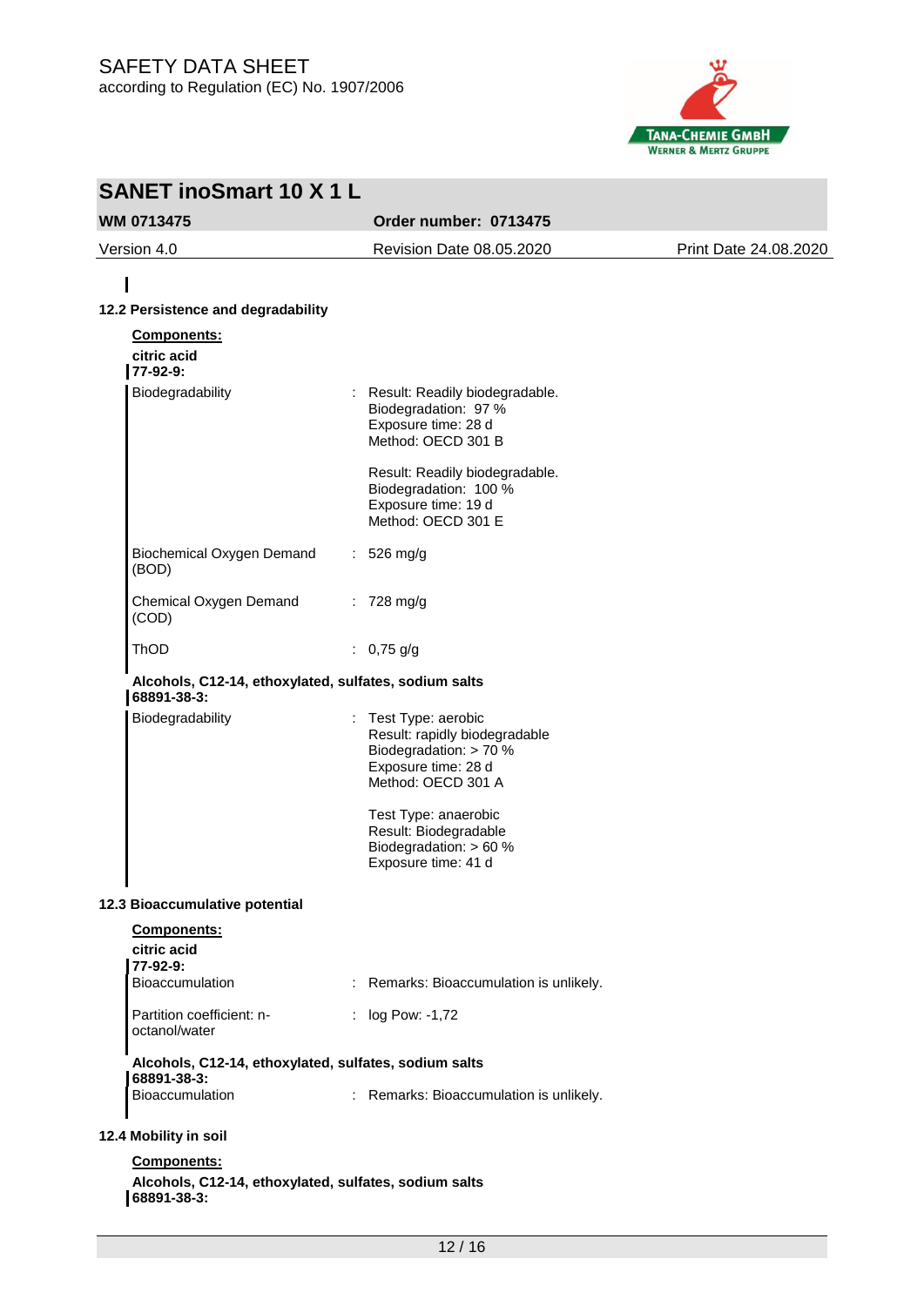### 12.2 Persistence and degradability

**Components:**

**citric acid**
**77-92-9:**

| | |
|---|---|
| Biodegradability | : Result: Readily biodegradable.<br>Biodegradation: 97 %<br>Exposure time: 28 d<br>Method: OECD 301 B<br><br>Result: Readily biodegradable.<br>Biodegradation: 100 %<br>Exposure time: 19 d<br>Method: OECD 301 E |
| Biochemical Oxygen Demand (BOD) | : 526 mg/g |
| Chemical Oxygen Demand (COD) | : 728 mg/g |
| ThOD | : 0,75 g/g |

**Alcohols, C12-14, ethoxylated, sulfates, sodium salts**
**68891-38-3:**

| | |
|---|---|
| Biodegradability | : Test Type: aerobic<br>Result: rapidly biodegradable<br>Biodegradation: > 70 %<br>Exposure time: 28 d<br>Method: OECD 301 A<br><br>Test Type: anaerobic<br>Result: Biodegradable<br>Biodegradation: > 60 %<br>Exposure time: 41 d |

### 12.3 Bioaccumulative potential

**Components:**

**citric acid**
**77-92-9:**

| | |
|---|---|
| Bioaccumulation | : Remarks: Bioaccumulation is unlikely. |
| Partition coefficient: n-octanol/water | : log Pow: -1,72 |

**Alcohols, C12-14, ethoxylated, sulfates, sodium salts**
**68891-38-3:**

| | |
|---|---|
| Bioaccumulation | : Remarks: Bioaccumulation is unlikely. |

### 12.4 Mobility in soil

**Components:**

**Alcohols, C12-14, ethoxylated, sulfates, sodium salts**
**68891-38-3:**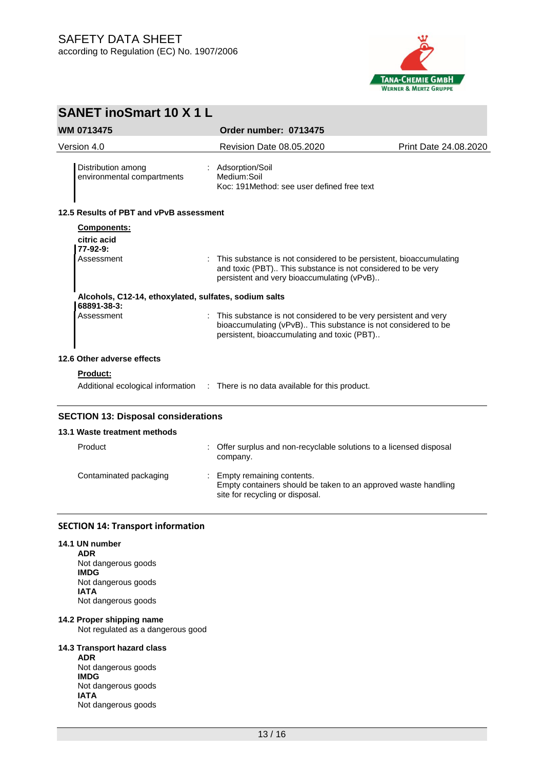| | | |
|---|---|---|
| Distribution among environmental compartments | : | Adsorption/Soil<br>Medium:Soil<br>Koc: 191Method: see user defined free text |

### 12.5 Results of PBT and vPvB assessment

**Components:**

**citric acid**
**77-92-9:**

| | | |
|---|---|---|
| Assessment | : | This substance is not considered to be persistent, bioaccumulating and toxic (PBT).. This substance is not considered to be very persistent and very bioaccumulating (vPvB).. |

**Alcohols, C12-14, ethoxylated, sulfates, sodium salts**
**68891-38-3:**

| | | |
|---|---|---|
| Assessment | : | This substance is not considered to be very persistent and very bioaccumulating (vPvB).. This substance is not considered to be persistent, bioaccumulating and toxic (PBT).. |

### 12.6 Other adverse effects

**Product:**

| | | |
|---|---|---|
| Additional ecological information | : | There is no data available for this product. |

## SECTION 13: Disposal considerations

### 13.1 Waste treatment methods

| | | |
|---|---|---|
| Product | : | Offer surplus and non-recyclable solutions to a licensed disposal company. |
| Contaminated packaging | : | Empty remaining contents.<br>Empty containers should be taken to an approved waste handling site for recycling or disposal. |

## SECTION 14: Transport information

### 14.1 UN number

**ADR**
Not dangerous goods
**IMDG**
Not dangerous goods
**IATA**
Not dangerous goods

### 14.2 Proper shipping name

Not regulated as a dangerous good

### 14.3 Transport hazard class

**ADR**
Not dangerous goods
**IMDG**
Not dangerous goods
**IATA**
Not dangerous goods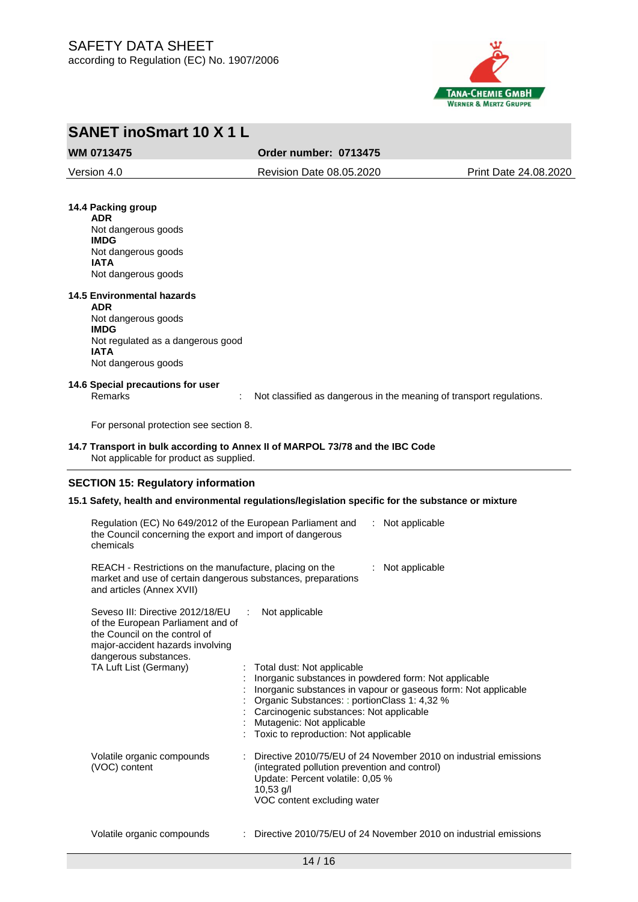**14.4 Packing group**

**ADR**
Not dangerous goods
**IMDG**
Not dangerous goods
**IATA**
Not dangerous goods

**14.5 Environmental hazards**

**ADR**
Not dangerous goods
**IMDG**
Not regulated as a dangerous good
**IATA**
Not dangerous goods

**14.6 Special precautions for user**

Remarks : Not classified as dangerous in the meaning of transport regulations.

For personal protection see section 8.

**14.7 Transport in bulk according to Annex II of MARPOL 73/78 and the IBC Code**

Not applicable for product as supplied.

## SECTION 15: Regulatory information

**15.1 Safety, health and environmental regulations/legislation specific for the substance or mixture**

Regulation (EC) No 649/2012 of the European Parliament and the Council concerning the export and import of dangerous chemicals : Not applicable

REACH - Restrictions on the manufacture, placing on the market and use of certain dangerous substances, preparations and articles (Annex XVII) : Not applicable

Seveso III: Directive 2012/18/EU of the European Parliament and of the Council on the control of major-accident hazards involving dangerous substances. : Not applicable

TA Luft List (Germany) : Total dust: Not applicable
: Inorganic substances in powdered form: Not applicable
: Inorganic substances in vapour or gaseous form: Not applicable
: Organic Substances: : portionClass 1: 4,32 %
: Carcinogenic substances: Not applicable
: Mutagenic: Not applicable
: Toxic to reproduction: Not applicable

Volatile organic compounds (VOC) content : Directive 2010/75/EU of 24 November 2010 on industrial emissions (integrated pollution prevention and control)
Update: Percent volatile: 0,05 %
10,53 g/l
VOC content excluding water

Volatile organic compounds : Directive 2010/75/EU of 24 November 2010 on industrial emissions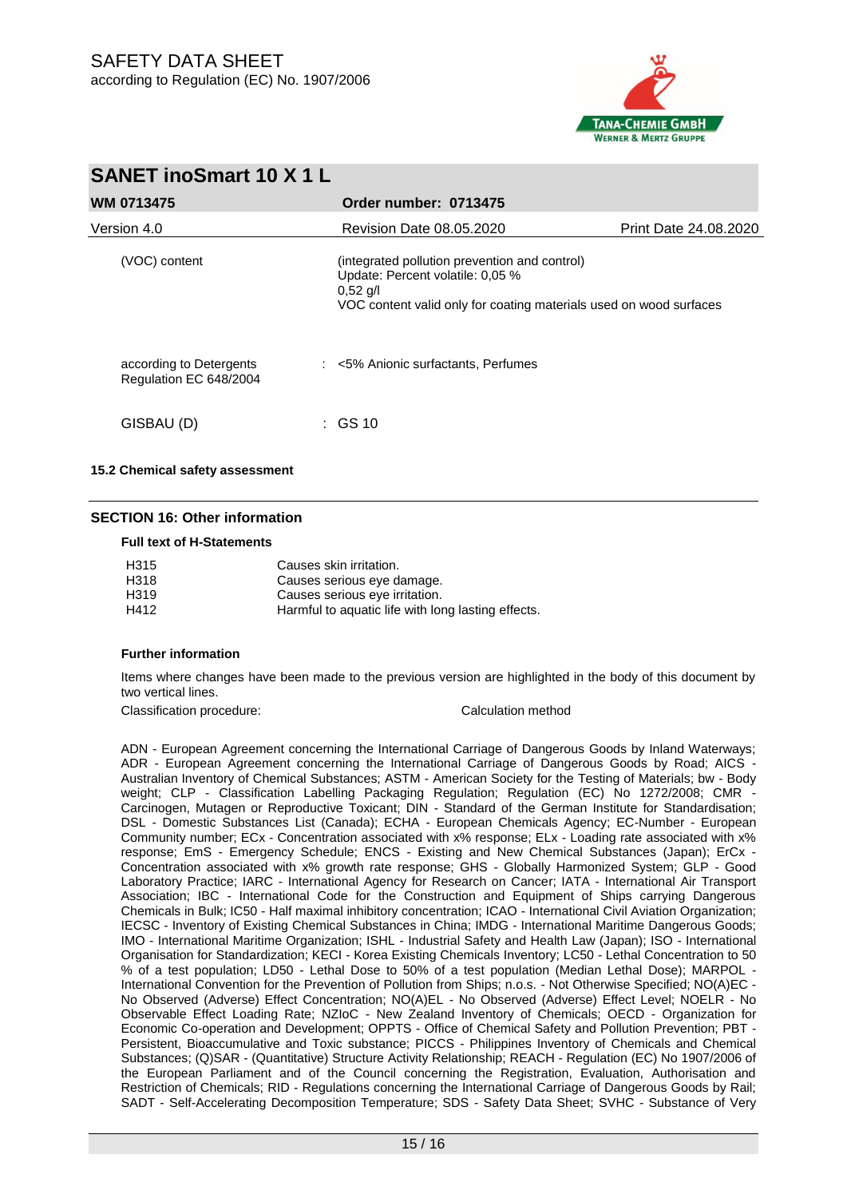| | | |
|---|---|---|
| (VOC) content | | (integrated pollution prevention and control)<br>Update: Percent volatile: 0,05 %<br>0,52 g/l<br>VOC content valid only for coating materials used on wood surfaces |
| according to Detergents Regulation EC 648/2004 | : | <5% Anionic surfactants, Perfumes |
| GISBAU (D) | : | GS 10 |

**15.2 Chemical safety assessment**

## SECTION 16: Other information

**Full text of H-Statements**

| | |
|---|---|
| H315 | Causes skin irritation. |
| H318 | Causes serious eye damage. |
| H319 | Causes serious eye irritation. |
| H412 | Harmful to aquatic life with long lasting effects. |

**Further information**

Items where changes have been made to the previous version are highlighted in the body of this document by two vertical lines.

Classification procedure: Calculation method

ADN - European Agreement concerning the International Carriage of Dangerous Goods by Inland Waterways; ADR - European Agreement concerning the International Carriage of Dangerous Goods by Road; AICS - Australian Inventory of Chemical Substances; ASTM - American Society for the Testing of Materials; bw - Body weight; CLP - Classification Labelling Packaging Regulation; Regulation (EC) No 1272/2008; CMR - Carcinogen, Mutagen or Reproductive Toxicant; DIN - Standard of the German Institute for Standardisation; DSL - Domestic Substances List (Canada); ECHA - European Chemicals Agency; EC-Number - European Community number; ECx - Concentration associated with x% response; ELx - Loading rate associated with x% response; EmS - Emergency Schedule; ENCS - Existing and New Chemical Substances (Japan); ErCx - Concentration associated with x% growth rate response; GHS - Globally Harmonized System; GLP - Good Laboratory Practice; IARC - International Agency for Research on Cancer; IATA - International Air Transport Association; IBC - International Code for the Construction and Equipment of Ships carrying Dangerous Chemicals in Bulk; IC50 - Half maximal inhibitory concentration; ICAO - International Civil Aviation Organization; IECSC - Inventory of Existing Chemical Substances in China; IMDG - International Maritime Dangerous Goods; IMO - International Maritime Organization; ISHL - Industrial Safety and Health Law (Japan); ISO - International Organisation for Standardization; KECI - Korea Existing Chemicals Inventory; LC50 - Lethal Concentration to 50 % of a test population; LD50 - Lethal Dose to 50% of a test population (Median Lethal Dose); MARPOL - International Convention for the Prevention of Pollution from Ships; n.o.s. - Not Otherwise Specified; NO(A)EC - No Observed (Adverse) Effect Concentration; NO(A)EL - No Observed (Adverse) Effect Level; NOELR - No Observable Effect Loading Rate; NZIoC - New Zealand Inventory of Chemicals; OECD - Organization for Economic Co-operation and Development; OPPTS - Office of Chemical Safety and Pollution Prevention; PBT - Persistent, Bioaccumulative and Toxic substance; PICCS - Philippines Inventory of Chemicals and Chemical Substances; (Q)SAR - (Quantitative) Structure Activity Relationship; REACH - Regulation (EC) No 1907/2006 of the European Parliament and of the Council concerning the Registration, Evaluation, Authorisation and Restriction of Chemicals; RID - Regulations concerning the International Carriage of Dangerous Goods by Rail; SADT - Self-Accelerating Decomposition Temperature; SDS - Safety Data Sheet; SVHC - Substance of Very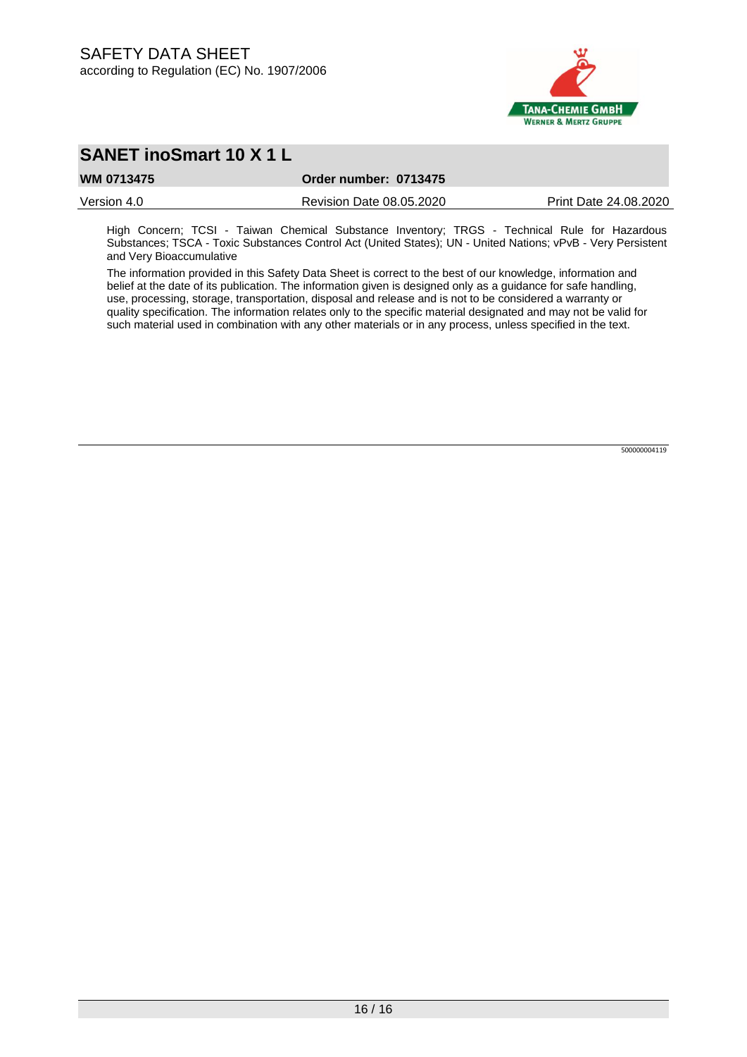High Concern; TCSI - Taiwan Chemical Substance Inventory; TRGS - Technical Rule for Hazardous Substances; TSCA - Toxic Substances Control Act (United States); UN - United Nations; vPvB - Very Persistent and Very Bioaccumulative

The information provided in this Safety Data Sheet is correct to the best of our knowledge, information and belief at the date of its publication. The information given is designed only as a guidance for safe handling, use, processing, storage, transportation, disposal and release and is not to be considered a warranty or quality specification. The information relates only to the specific material designated and may not be valid for such material used in combination with any other materials or in any process, unless specified in the text.

500000004119